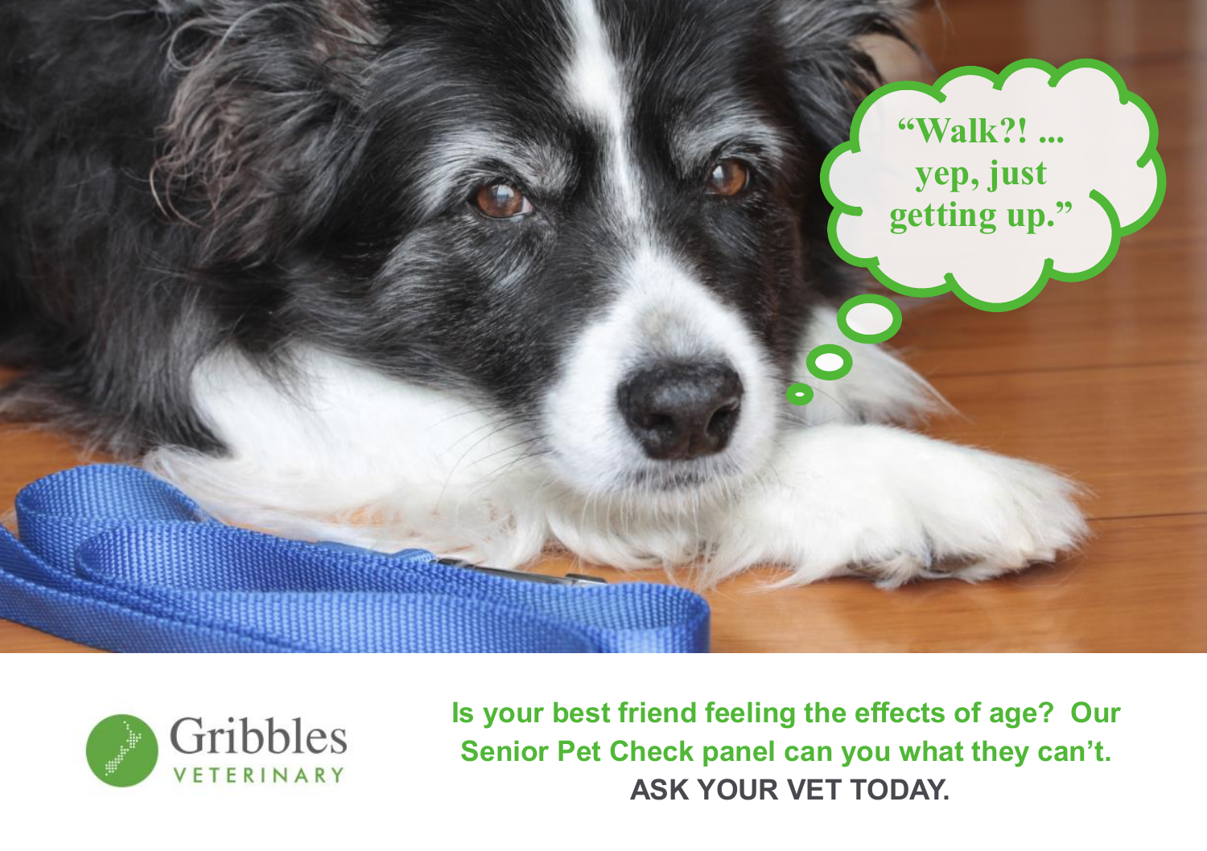"Walk?! ... yep, just getting up."

Gribbles VETERINARY

**Is your best friend feeling the effects of age? Our Senior Pet Check panel can you what they can't.**

**ASK YOUR VET TODAY.**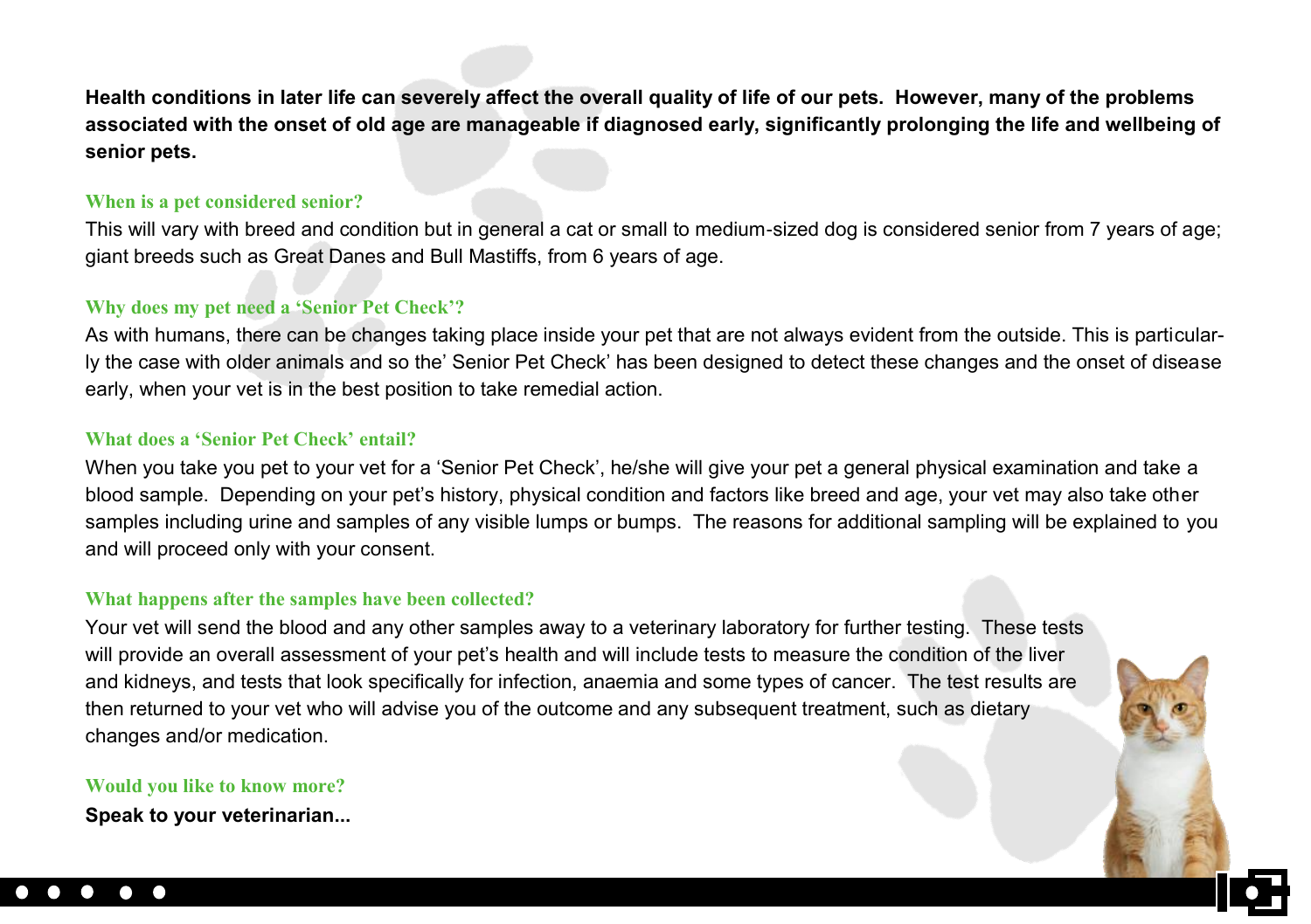**Health conditions in later life can severely affect the overall quality of life of our pets. However, many of the problems associated with the onset of old age are manageable if diagnosed early, significantly prolonging the life and wellbeing of senior pets.**

### When is a pet considered senior?

This will vary with breed and condition but in general a cat or small to medium-sized dog is considered senior from 7 years of age; giant breeds such as Great Danes and Bull Mastiffs, from 6 years of age.

### Why does my pet need a 'Senior Pet Check'?

As with humans, there can be changes taking place inside your pet that are not always evident from the outside. This is particularly the case with older animals and so the' Senior Pet Check' has been designed to detect these changes and the onset of disease early, when your vet is in the best position to take remedial action.

### What does a 'Senior Pet Check' entail?

When you take you pet to your vet for a 'Senior Pet Check', he/she will give your pet a general physical examination and take a blood sample. Depending on your pet's history, physical condition and factors like breed and age, your vet may also take other samples including urine and samples of any visible lumps or bumps. The reasons for additional sampling will be explained to you and will proceed only with your consent.

### What happens after the samples have been collected?

Your vet will send the blood and any other samples away to a veterinary laboratory for further testing. These tests will provide an overall assessment of your pet's health and will include tests to measure the condition of the liver and kidneys, and tests that look specifically for infection, anaemia and some types of cancer. The test results are then returned to your vet who will advise you of the outcome and any subsequent treatment, such as dietary changes and/or medication.

### Would you like to know more?

**Speak to your veterinarian...**